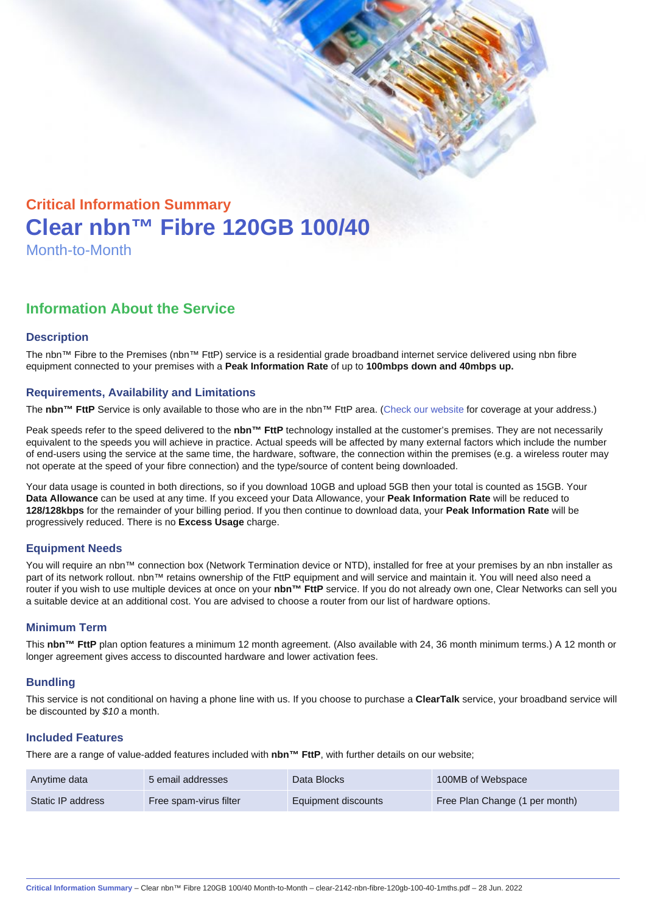## Critical Information Summary

# Clear nbn™ Fibre 120GB 100/40

Month-to-Month

## Information About the Service

### Description

The nbn™ Fibre to the Premises (nbn™ FttP) service is a residential grade broadband internet service delivered using nbn fibre equipment connected to your premises with a **Peak Information Rate** of up to **100mbps down and 40mbps up.**

### Requirements, Availability and Limitations

The **nbn™ FttP** Service is only available to those who are in the nbn™ FttP area. (Check our website for coverage at your address.)

Peak speeds refer to the speed delivered to the **nbn™ FttP** technology installed at the customer's premises. They are not necessarily equivalent to the speeds you will achieve in practice. Actual speeds will be affected by many external factors which include the number of end-users using the service at the same time, the hardware, software, the connection within the premises (e.g. a wireless router may not operate at the speed of your fibre connection) and the type/source of content being downloaded.

Your data usage is counted in both directions, so if you download 10GB and upload 5GB then your total is counted as 15GB. Your **Data Allowance** can be used at any time. If you exceed your Data Allowance, your **Peak Information Rate** will be reduced to **128/128kbps** for the remainder of your billing period. If you then continue to download data, your **Peak Information Rate** will be progressively reduced. There is no **Excess Usage** charge.

### Equipment Needs

You will require an nbn™ connection box (Network Termination device or NTD), installed for free at your premises by an nbn installer as part of its network rollout. nbn™ retains ownership of the FttP equipment and will service and maintain it. You will need also need a router if you wish to use multiple devices at once on your **nbn™ FttP** service. If you do not already own one, Clear Networks can sell you a suitable device at an additional cost. You are advised to choose a router from our list of hardware options.

### Minimum Term

This **nbn™ FttP** plan option features a minimum 12 month agreement. (Also available with 24, 36 month minimum terms.) A 12 month or longer agreement gives access to discounted hardware and lower activation fees.

### Bundling

This service is not conditional on having a phone line with us. If you choose to purchase a **ClearTalk** service, your broadband service will be discounted by *$10* a month.

### Included Features

There are a range of value-added features included with **nbn™ FttP**, with further details on our website;

| | | | |
|---|---|---|---|
| Anytime data | 5 email addresses | Data Blocks | 100MB of Webspace |
| Static IP address | Free spam-virus filter | Equipment discounts | Free Plan Change (1 per month) |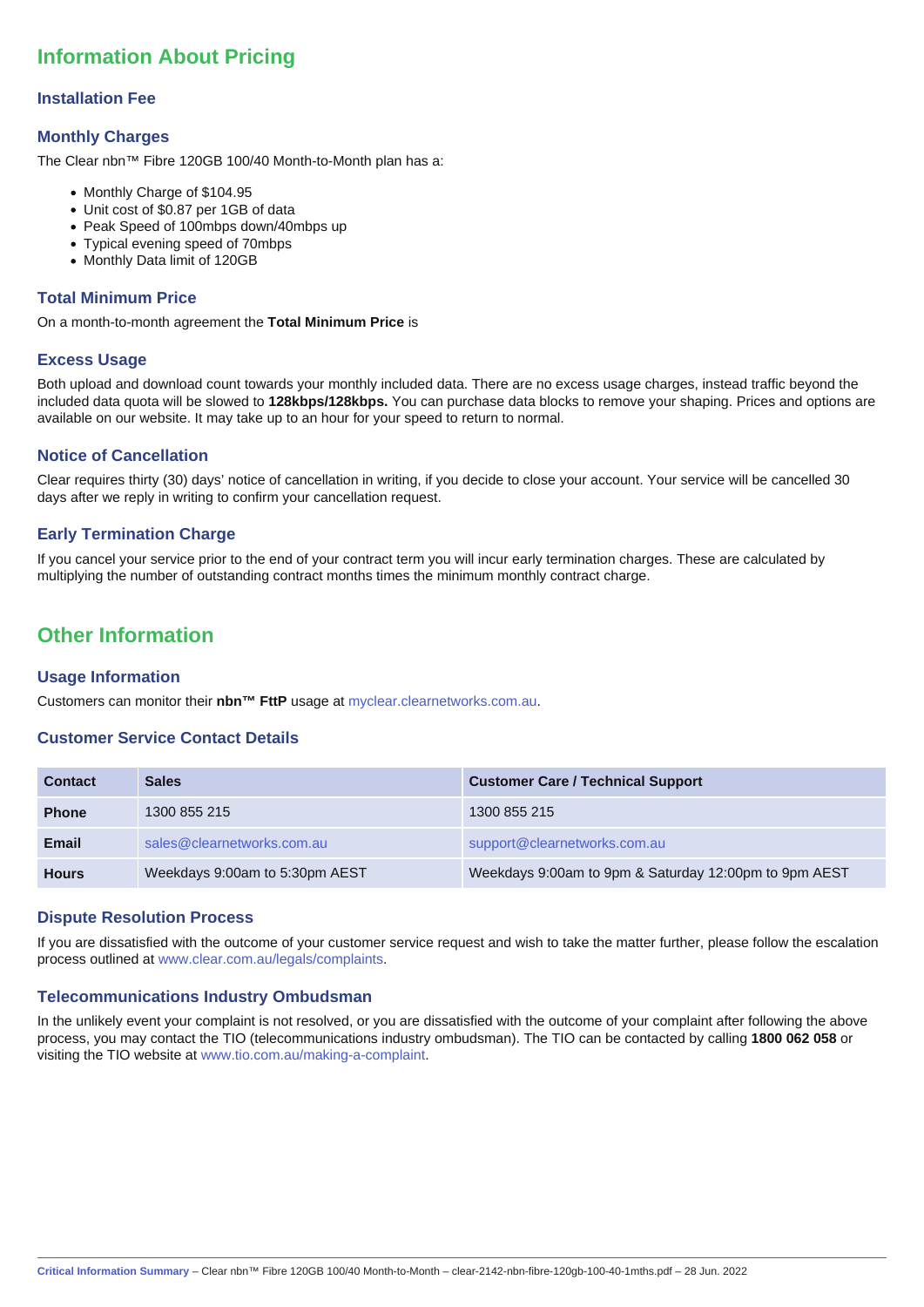# Information About Pricing

## Installation Fee

## Monthly Charges

The Clear nbn™ Fibre 120GB 100/40 Month-to-Month plan has a:

- Monthly Charge of $104.95
- Unit cost of $0.87 per 1GB of data
- Peak Speed of 100mbps down/40mbps up
- Typical evening speed of 70mbps
- Monthly Data limit of 120GB

## Total Minimum Price

On a month-to-month agreement the **Total Minimum Price** is

## Excess Usage

Both upload and download count towards your monthly included data. There are no excess usage charges, instead traffic beyond the included data quota will be slowed to **128kbps/128kbps.** You can purchase data blocks to remove your shaping. Prices and options are available on our website. It may take up to an hour for your speed to return to normal.

## Notice of Cancellation

Clear requires thirty (30) days' notice of cancellation in writing, if you decide to close your account. Your service will be cancelled 30 days after we reply in writing to confirm your cancellation request.

## Early Termination Charge

If you cancel your service prior to the end of your contract term you will incur early termination charges. These are calculated by multiplying the number of outstanding contract months times the minimum monthly contract charge.

# Other Information

## Usage Information

Customers can monitor their **nbn™ FttP** usage at myclear.clearnetworks.com.au.

## Customer Service Contact Details

| Contact | Sales | Customer Care / Technical Support |
|---|---|---|
| **Phone** | 1300 855 215 | 1300 855 215 |
| **Email** | sales@clearnetworks.com.au | support@clearnetworks.com.au |
| **Hours** | Weekdays 9:00am to 5:30pm AEST | Weekdays 9:00am to 9pm & Saturday 12:00pm to 9pm AEST |

## Dispute Resolution Process

If you are dissatisfied with the outcome of your customer service request and wish to take the matter further, please follow the escalation process outlined at www.clear.com.au/legals/complaints.

## Telecommunications Industry Ombudsman

In the unlikely event your complaint is not resolved, or you are dissatisfied with the outcome of your complaint after following the above process, you may contact the TIO (telecommunications industry ombudsman). The TIO can be contacted by calling **1800 062 058** or visiting the TIO website at www.tio.com.au/making-a-complaint.